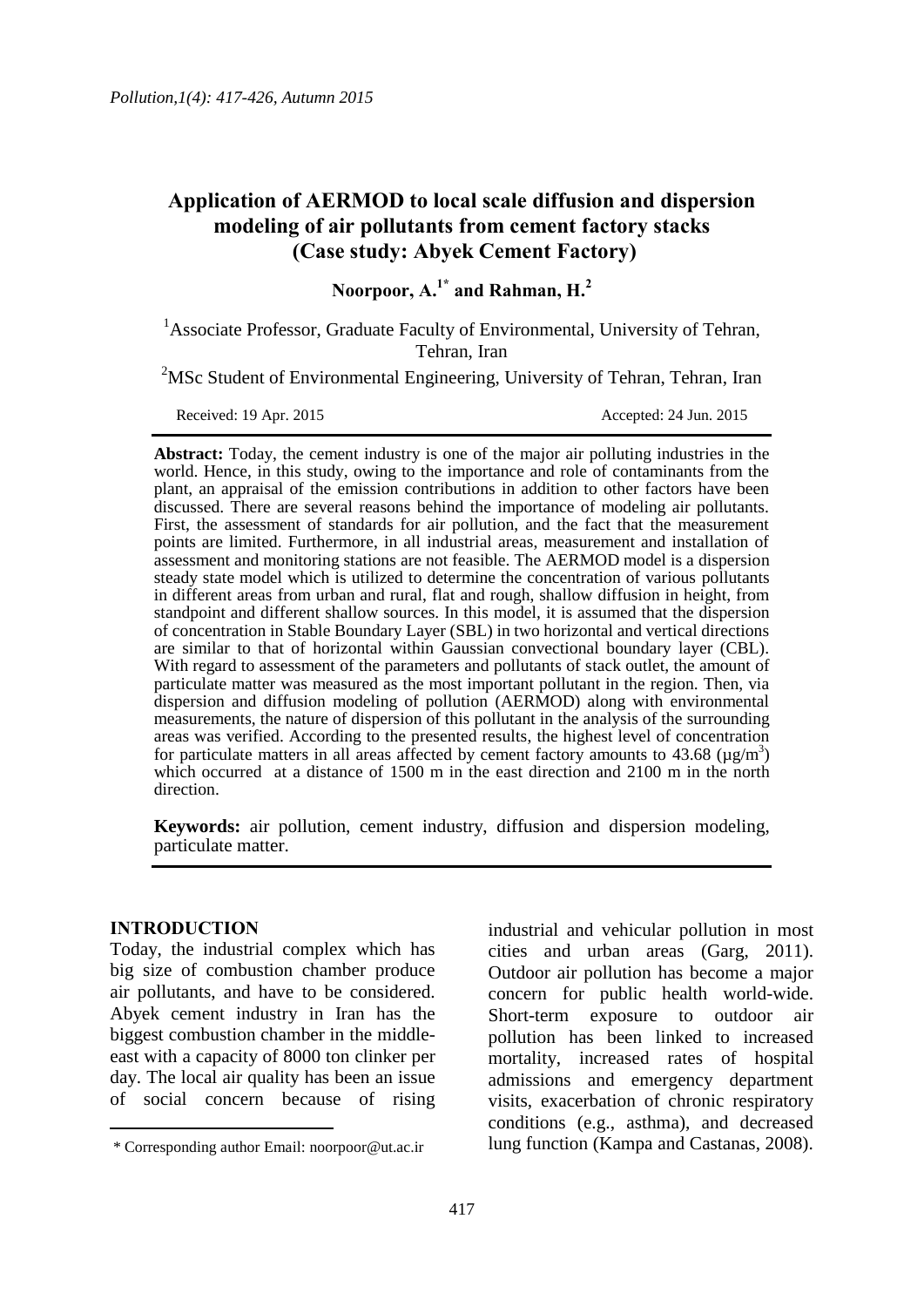# Application of AERMOD to local scale diffusion and dispersion modeling of air pollutants from cement factory stacks (Case study: Abyek Cement Factory)

**Noorpoor, A.[1*] and Rahman, H.[2]**

[1]Associate Professor, Graduate Faculty of Environmental, University of Tehran, Tehran, Iran

[2]MSc Student of Environmental Engineering, University of Tehran, Tehran, Iran

Received: 19 Apr. 2015 Accepted: 24 Jun. 2015

**Abstract:** Today, the cement industry is one of the major air polluting industries in the world. Hence, in this study, owing to the importance and role of contaminants from the plant, an appraisal of the emission contributions in addition to other factors have been discussed. There are several reasons behind the importance of modeling air pollutants. First, the assessment of standards for air pollution, and the fact that the measurement points are limited. Furthermore, in all industrial areas, measurement and installation of assessment and monitoring stations are not feasible. The AERMOD model is a dispersion steady state model which is utilized to determine the concentration of various pollutants in different areas from urban and rural, flat and rough, shallow diffusion in height, from standpoint and different shallow sources. In this model, it is assumed that the dispersion of concentration in Stable Boundary Layer (SBL) in two horizontal and vertical directions are similar to that of horizontal within Gaussian convectional boundary layer (CBL). With regard to assessment of the parameters and pollutants of stack outlet, the amount of particulate matter was measured as the most important pollutant in the region. Then, via dispersion and diffusion modeling of pollution (AERMOD) along with environmental measurements, the nature of dispersion of this pollutant in the analysis of the surrounding areas was verified. According to the presented results, the highest level of concentration for particulate matters in all areas affected by cement factory amounts to 43.68 ($\mu g/m^3$) which occurred at a distance of 1500 m in the east direction and 2100 m in the north direction.

**Keywords:** air pollution, cement industry, diffusion and dispersion modeling, particulate matter.

## INTRODUCTION

Today, the industrial complex which has big size of combustion chamber produce air pollutants, and have to be considered. Abyek cement industry in Iran has the biggest combustion chamber in the middle-east with a capacity of 8000 ton clinker per day. The local air quality has been an issue of social concern because of rising industrial and vehicular pollution in most cities and urban areas (Garg, 2011). Outdoor air pollution has become a major concern for public health world-wide. Short-term exposure to outdoor air pollution has been linked to increased mortality, increased rates of hospital admissions and emergency department visits, exacerbation of chronic respiratory conditions (e.g., asthma), and decreased lung function (Kampa and Castanas, 2008).

\* Corresponding author Email: noorpoor@ut.ac.ir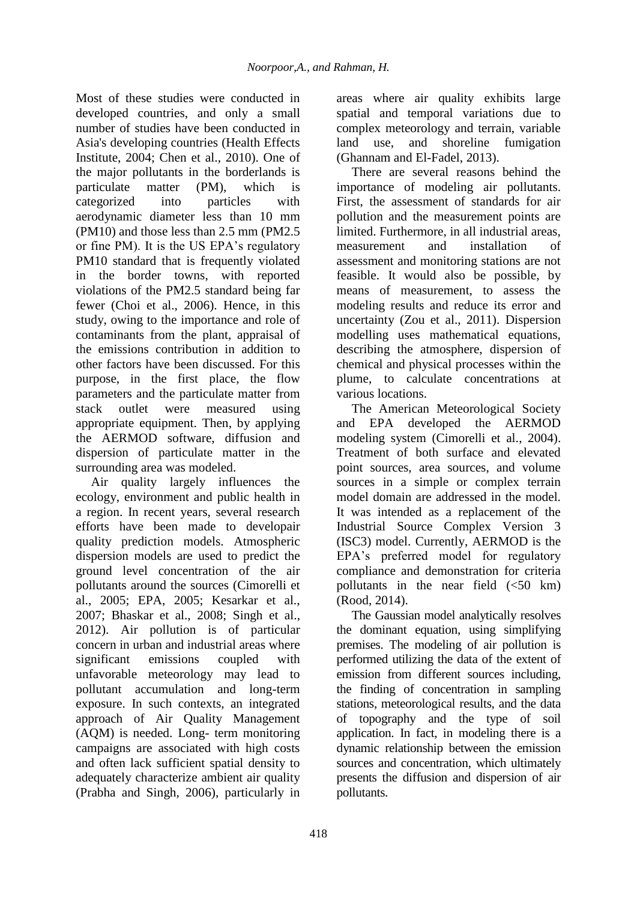Most of these studies were conducted in developed countries, and only a small number of studies have been conducted in Asia's developing countries (Health Effects Institute, 2004; Chen et al., 2010). One of the major pollutants in the borderlands is particulate matter (PM), which is categorized into particles with aerodynamic diameter less than 10 mm (PM10) and those less than 2.5 mm (PM2.5 or fine PM). It is the US EPA's regulatory PM10 standard that is frequently violated in the border towns, with reported violations of the PM2.5 standard being far fewer (Choi et al., 2006). Hence, in this study, owing to the importance and role of contaminants from the plant, appraisal of the emissions contribution in addition to other factors have been discussed. For this purpose, in the first place, the flow parameters and the particulate matter from stack outlet were measured using appropriate equipment. Then, by applying the AERMOD software, diffusion and dispersion of particulate matter in the surrounding area was modeled.

Air quality largely influences the ecology, environment and public health in a region. In recent years, several research efforts have been made to developair quality prediction models. Atmospheric dispersion models are used to predict the ground level concentration of the air pollutants around the sources (Cimorelli et al., 2005; EPA, 2005; Kesarkar et al., 2007; Bhaskar et al., 2008; Singh et al., 2012). Air pollution is of particular concern in urban and industrial areas where significant emissions coupled with unfavorable meteorology may lead to pollutant accumulation and long-term exposure. In such contexts, an integrated approach of Air Quality Management (AQM) is needed. Long- term monitoring campaigns are associated with high costs and often lack sufficient spatial density to adequately characterize ambient air quality (Prabha and Singh, 2006), particularly in areas where air quality exhibits large spatial and temporal variations due to complex meteorology and terrain, variable land use, and shoreline fumigation (Ghannam and El-Fadel, 2013).

There are several reasons behind the importance of modeling air pollutants. First, the assessment of standards for air pollution and the measurement points are limited. Furthermore, in all industrial areas, measurement and installation of assessment and monitoring stations are not feasible. It would also be possible, by means of measurement, to assess the modeling results and reduce its error and uncertainty (Zou et al., 2011). Dispersion modelling uses mathematical equations, describing the atmosphere, dispersion of chemical and physical processes within the plume, to calculate concentrations at various locations.

The American Meteorological Society and EPA developed the AERMOD modeling system (Cimorelli et al., 2004). Treatment of both surface and elevated point sources, area sources, and volume sources in a simple or complex terrain model domain are addressed in the model. It was intended as a replacement of the Industrial Source Complex Version 3 (ISC3) model. Currently, AERMOD is the EPA's preferred model for regulatory compliance and demonstration for criteria pollutants in the near field (<50 km) (Rood, 2014).

The Gaussian model analytically resolves the dominant equation, using simplifying premises. The modeling of air pollution is performed utilizing the data of the extent of emission from different sources including, the finding of concentration in sampling stations, meteorological results, and the data of topography and the type of soil application. In fact, in modeling there is a dynamic relationship between the emission sources and concentration, which ultimately presents the diffusion and dispersion of air pollutants.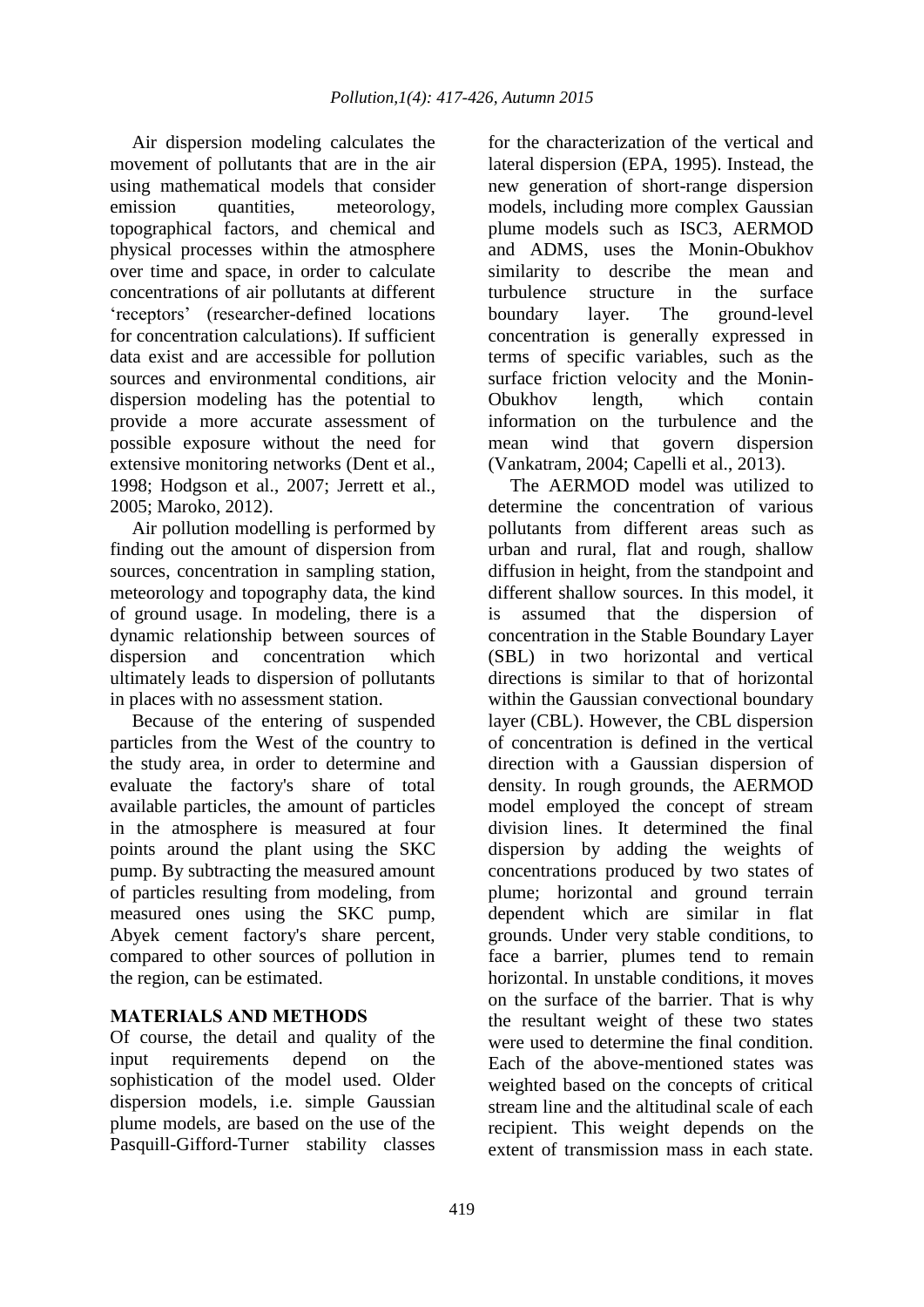Air dispersion modeling calculates the movement of pollutants that are in the air using mathematical models that consider emission quantities, meteorology, topographical factors, and chemical and physical processes within the atmosphere over time and space, in order to calculate concentrations of air pollutants at different 'receptors' (researcher-defined locations for concentration calculations). If sufficient data exist and are accessible for pollution sources and environmental conditions, air dispersion modeling has the potential to provide a more accurate assessment of possible exposure without the need for extensive monitoring networks (Dent et al., 1998; Hodgson et al., 2007; Jerrett et al., 2005; Maroko, 2012).

Air pollution modelling is performed by finding out the amount of dispersion from sources, concentration in sampling station, meteorology and topography data, the kind of ground usage. In modeling, there is a dynamic relationship between sources of dispersion and concentration which ultimately leads to dispersion of pollutants in places with no assessment station.

Because of the entering of suspended particles from the West of the country to the study area, in order to determine and evaluate the factory's share of total available particles, the amount of particles in the atmosphere is measured at four points around the plant using the SKC pump. By subtracting the measured amount of particles resulting from modeling, from measured ones using the SKC pump, Abyek cement factory's share percent, compared to other sources of pollution in the region, can be estimated.

## MATERIALS AND METHODS

Of course, the detail and quality of the input requirements depend on the sophistication of the model used. Older dispersion models, i.e. simple Gaussian plume models, are based on the use of the Pasquill-Gifford-Turner stability classes for the characterization of the vertical and lateral dispersion (EPA, 1995). Instead, the new generation of short-range dispersion models, including more complex Gaussian plume models such as ISC3, AERMOD and ADMS, uses the Monin-Obukhov similarity to describe the mean and turbulence structure in the surface boundary layer. The ground-level concentration is generally expressed in terms of specific variables, such as the surface friction velocity and the Monin-Obukhov length, which contain information on the turbulence and the mean wind that govern dispersion (Vankatram, 2004; Capelli et al., 2013).

The AERMOD model was utilized to determine the concentration of various pollutants from different areas such as urban and rural, flat and rough, shallow diffusion in height, from the standpoint and different shallow sources. In this model, it is assumed that the dispersion of concentration in the Stable Boundary Layer (SBL) in two horizontal and vertical directions is similar to that of horizontal within the Gaussian convectional boundary layer (CBL). However, the CBL dispersion of concentration is defined in the vertical direction with a Gaussian dispersion of density. In rough grounds, the AERMOD model employed the concept of stream division lines. It determined the final dispersion by adding the weights of concentrations produced by two states of plume; horizontal and ground terrain dependent which are similar in flat grounds. Under very stable conditions, to face a barrier, plumes tend to remain horizontal. In unstable conditions, it moves on the surface of the barrier. That is why the resultant weight of these two states were used to determine the final condition. Each of the above-mentioned states was weighted based on the concepts of critical stream line and the altitudinal scale of each recipient. This weight depends on the extent of transmission mass in each state.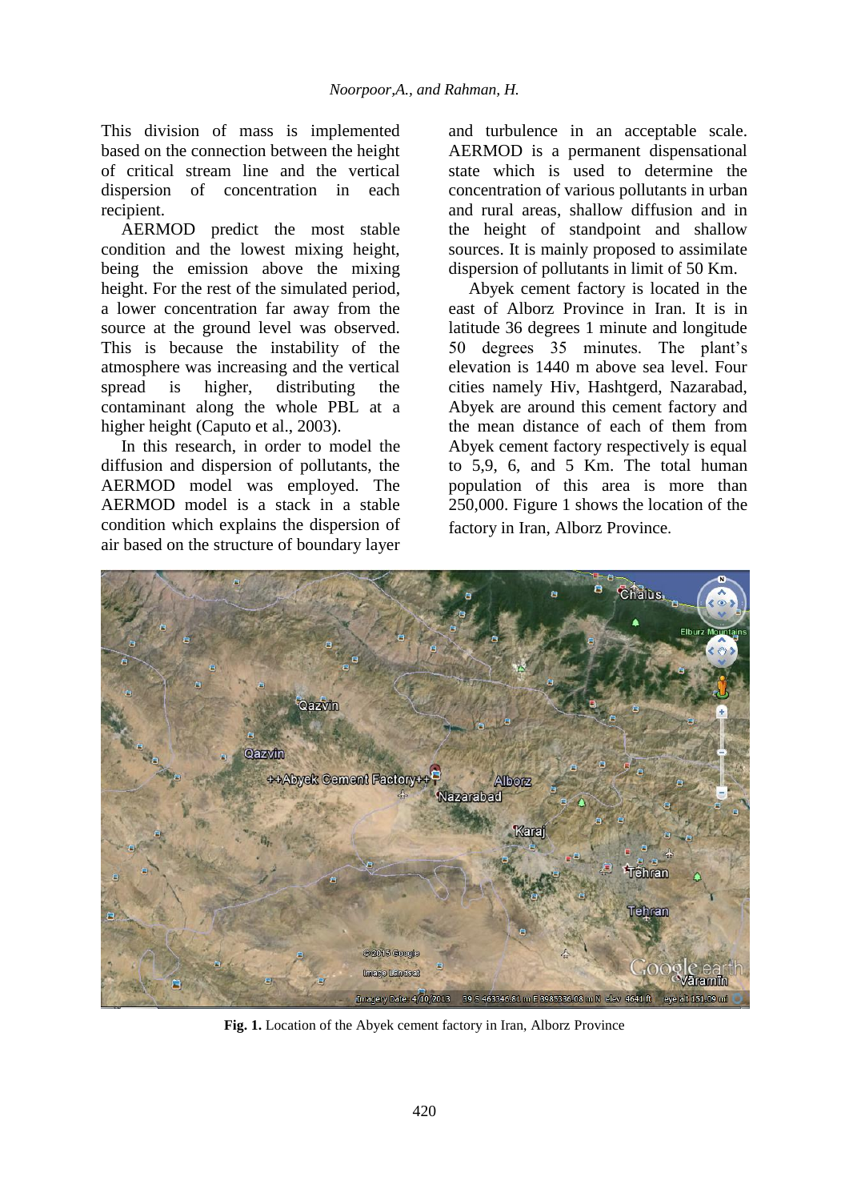This division of mass is implemented based on the connection between the height of critical stream line and the vertical dispersion of concentration in each recipient.

AERMOD predict the most stable condition and the lowest mixing height, being the emission above the mixing height. For the rest of the simulated period, a lower concentration far away from the source at the ground level was observed. This is because the instability of the atmosphere was increasing and the vertical spread is higher, distributing the contaminant along the whole PBL at a higher height (Caputo et al., 2003).

In this research, in order to model the diffusion and dispersion of pollutants, the AERMOD model was employed. The AERMOD model is a stack in a stable condition which explains the dispersion of air based on the structure of boundary layer and turbulence in an acceptable scale. AERMOD is a permanent dispensational state which is used to determine the concentration of various pollutants in urban and rural areas, shallow diffusion and in the height of standpoint and shallow sources. It is mainly proposed to assimilate dispersion of pollutants in limit of 50 Km.

Abyek cement factory is located in the east of Alborz Province in Iran. It is in latitude 36 degrees 1 minute and longitude 50 degrees 35 minutes. The plant's elevation is 1440 m above sea level. Four cities namely Hiv, Hashtgerd, Nazarabad, Abyek are around this cement factory and the mean distance of each of them from Abyek cement factory respectively is equal to 5,9, 6, and 5 Km. The total human population of this area is more than 250,000. Figure 1 shows the location of the factory in Iran, Alborz Province.

**Fig. 1.** Location of the Abyek cement factory in Iran, Alborz Province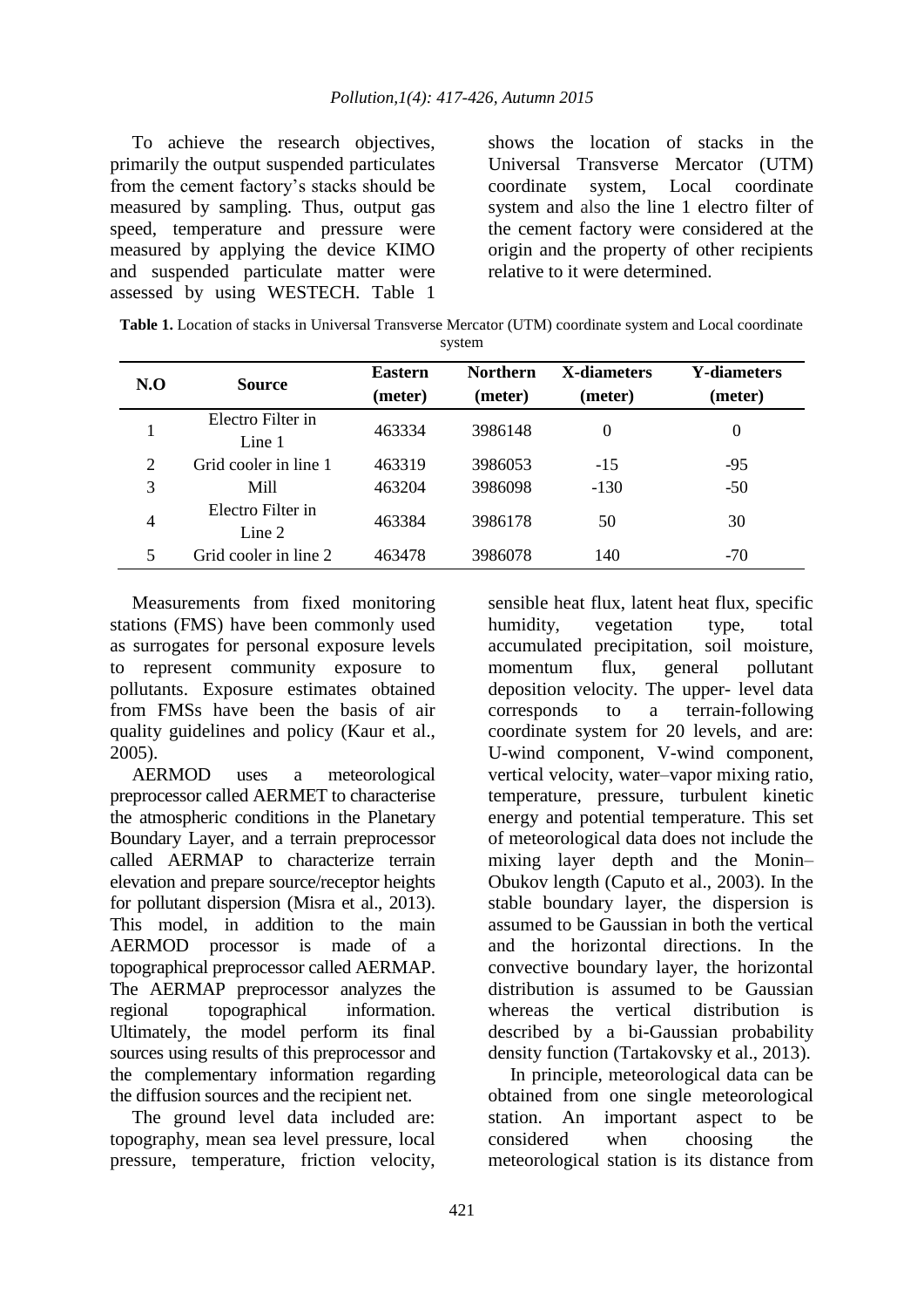To achieve the research objectives, primarily the output suspended particulates from the cement factory's stacks should be measured by sampling. Thus, output gas speed, temperature and pressure were measured by applying the device KIMO and suspended particulate matter were assessed by using WESTECH. Table 1 shows the location of stacks in the Universal Transverse Mercator (UTM) coordinate system, Local coordinate system and also the line 1 electro filter of the cement factory were considered at the origin and the property of other recipients relative to it were determined.

**Table 1.** Location of stacks in Universal Transverse Mercator (UTM) coordinate system and Local coordinate system

| N.O | Source | Eastern (meter) | Northern (meter) | X-diameters (meter) | Y-diameters (meter) |
|---|---|---|---|---|---|
| 1 | Electro Filter in Line 1 | 463334 | 3986148 | 0 | 0 |
| 2 | Grid cooler in line 1 | 463319 | 3986053 | -15 | -95 |
| 3 | Mill | 463204 | 3986098 | -130 | -50 |
| 4 | Electro Filter in Line 2 | 463384 | 3986178 | 50 | 30 |
| 5 | Grid cooler in line 2 | 463478 | 3986078 | 140 | -70 |

Measurements from fixed monitoring stations (FMS) have been commonly used as surrogates for personal exposure levels to represent community exposure to pollutants. Exposure estimates obtained from FMSs have been the basis of air quality guidelines and policy (Kaur et al., 2005).

AERMOD uses a meteorological preprocessor called AERMET to characterise the atmospheric conditions in the Planetary Boundary Layer, and a terrain preprocessor called AERMAP to characterize terrain elevation and prepare source/receptor heights for pollutant dispersion (Misra et al., 2013). This model, in addition to the main AERMOD processor is made of a topographical preprocessor called AERMAP. The AERMAP preprocessor analyzes the regional topographical information. Ultimately, the model perform its final sources using results of this preprocessor and the complementary information regarding the diffusion sources and the recipient net.

The ground level data included are: topography, mean sea level pressure, local pressure, temperature, friction velocity, sensible heat flux, latent heat flux, specific humidity, vegetation type, total accumulated precipitation, soil moisture, momentum flux, general pollutant deposition velocity. The upper- level data corresponds to a terrain-following coordinate system for 20 levels, and are: U-wind component, V-wind component, vertical velocity, water–vapor mixing ratio, temperature, pressure, turbulent kinetic energy and potential temperature. This set of meteorological data does not include the mixing layer depth and the Monin–Obukov length (Caputo et al., 2003). In the stable boundary layer, the dispersion is assumed to be Gaussian in both the vertical and the horizontal directions. In the convective boundary layer, the horizontal distribution is assumed to be Gaussian whereas the vertical distribution is described by a bi-Gaussian probability density function (Tartakovsky et al., 2013).

In principle, meteorological data can be obtained from one single meteorological station. An important aspect to be considered when choosing the meteorological station is its distance from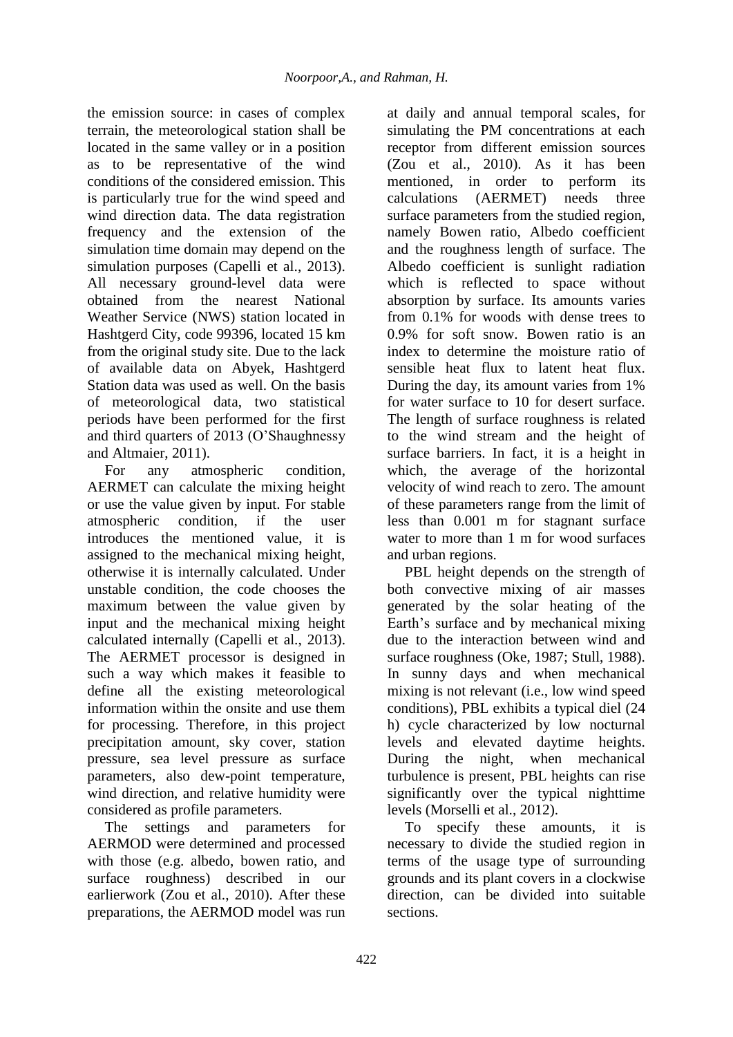the emission source: in cases of complex terrain, the meteorological station shall be located in the same valley or in a position as to be representative of the wind conditions of the considered emission. This is particularly true for the wind speed and wind direction data. The data registration frequency and the extension of the simulation time domain may depend on the simulation purposes (Capelli et al., 2013). All necessary ground-level data were obtained from the nearest National Weather Service (NWS) station located in Hashtgerd City, code 99396, located 15 km from the original study site. Due to the lack of available data on Abyek, Hashtgerd Station data was used as well. On the basis of meteorological data, two statistical periods have been performed for the first and third quarters of 2013 (O'Shaughnessy and Altmaier, 2011).

For any atmospheric condition, AERMET can calculate the mixing height or use the value given by input. For stable atmospheric condition, if the user introduces the mentioned value, it is assigned to the mechanical mixing height, otherwise it is internally calculated. Under unstable condition, the code chooses the maximum between the value given by input and the mechanical mixing height calculated internally (Capelli et al., 2013). The AERMET processor is designed in such a way which makes it feasible to define all the existing meteorological information within the onsite and use them for processing. Therefore, in this project precipitation amount, sky cover, station pressure, sea level pressure as surface parameters, also dew-point temperature, wind direction, and relative humidity were considered as profile parameters.

The settings and parameters for AERMOD were determined and processed with those (e.g. albedo, bowen ratio, and surface roughness) described in our earlierwork (Zou et al., 2010). After these preparations, the AERMOD model was run at daily and annual temporal scales, for simulating the PM concentrations at each receptor from different emission sources (Zou et al., 2010). As it has been mentioned, in order to perform its calculations (AERMET) needs three surface parameters from the studied region, namely Bowen ratio, Albedo coefficient and the roughness length of surface. The Albedo coefficient is sunlight radiation which is reflected to space without absorption by surface. Its amounts varies from 0.1% for woods with dense trees to 0.9% for soft snow. Bowen ratio is an index to determine the moisture ratio of sensible heat flux to latent heat flux. During the day, its amount varies from 1% for water surface to 10 for desert surface. The length of surface roughness is related to the wind stream and the height of surface barriers. In fact, it is a height in which, the average of the horizontal velocity of wind reach to zero. The amount of these parameters range from the limit of less than 0.001 m for stagnant surface water to more than 1 m for wood surfaces and urban regions.

PBL height depends on the strength of both convective mixing of air masses generated by the solar heating of the Earth's surface and by mechanical mixing due to the interaction between wind and surface roughness (Oke, 1987; Stull, 1988). In sunny days and when mechanical mixing is not relevant (i.e., low wind speed conditions), PBL exhibits a typical diel (24 h) cycle characterized by low nocturnal levels and elevated daytime heights. During the night, when mechanical turbulence is present, PBL heights can rise significantly over the typical nighttime levels (Morselli et al., 2012).

To specify these amounts, it is necessary to divide the studied region in terms of the usage type of surrounding grounds and its plant covers in a clockwise direction, can be divided into suitable sections.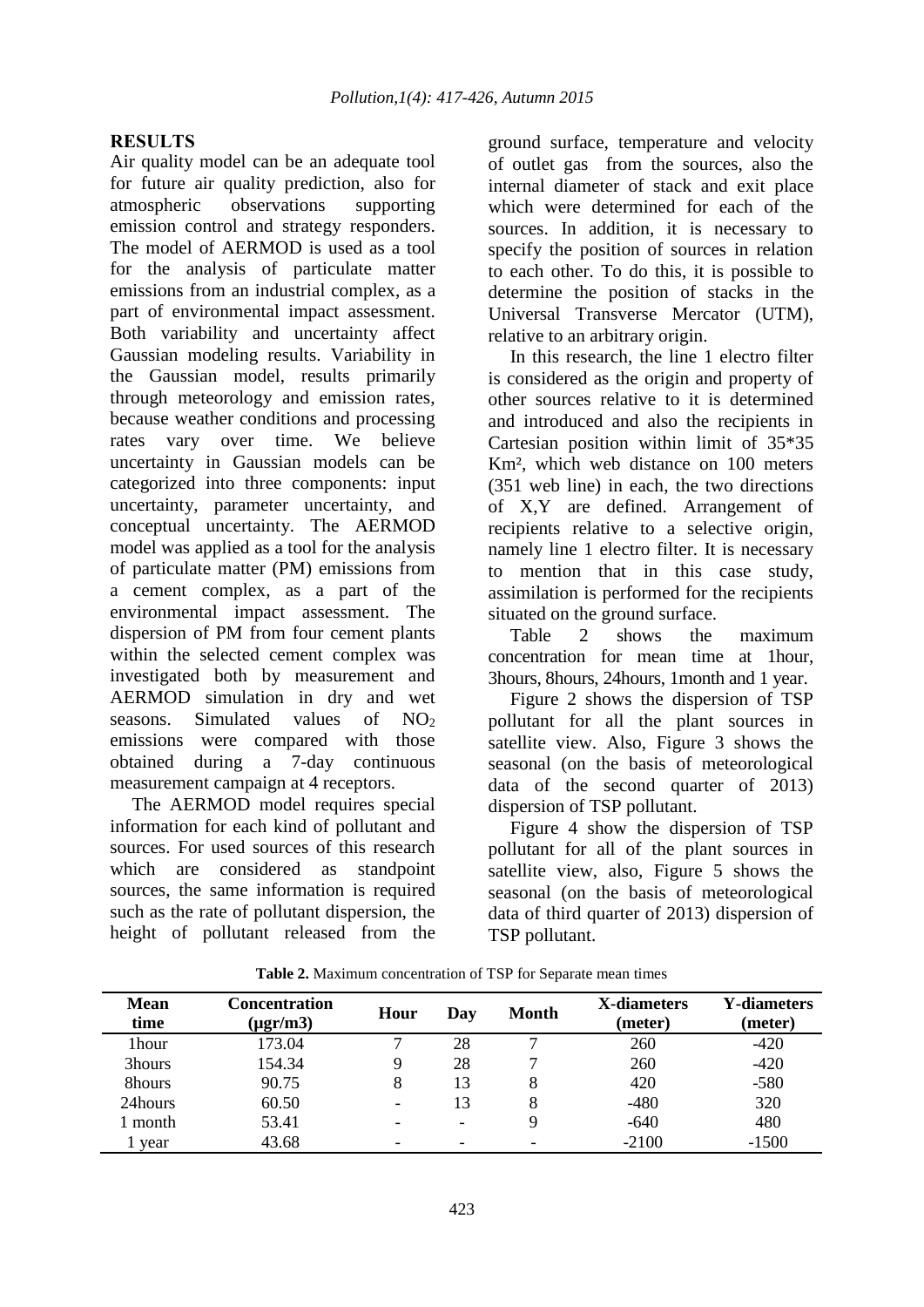## RESULTS

Air quality model can be an adequate tool for future air quality prediction, also for atmospheric observations supporting emission control and strategy responders. The model of AERMOD is used as a tool for the analysis of particulate matter emissions from an industrial complex, as a part of environmental impact assessment. Both variability and uncertainty affect Gaussian modeling results. Variability in the Gaussian model, results primarily through meteorology and emission rates, because weather conditions and processing rates vary over time. We believe uncertainty in Gaussian models can be categorized into three components: input uncertainty, parameter uncertainty, and conceptual uncertainty. The AERMOD model was applied as a tool for the analysis of particulate matter (PM) emissions from a cement complex, as a part of the environmental impact assessment. The dispersion of PM from four cement plants within the selected cement complex was investigated both by measurement and AERMOD simulation in dry and wet seasons. Simulated values of $NO_2$ emissions were compared with those obtained during a 7-day continuous measurement campaign at 4 receptors.

The AERMOD model requires special information for each kind of pollutant and sources. For used sources of this research which are considered as standpoint sources, the same information is required such as the rate of pollutant dispersion, the height of pollutant released from the ground surface, temperature and velocity of outlet gas from the sources, also the internal diameter of stack and exit place which were determined for each of the sources. In addition, it is necessary to specify the position of sources in relation to each other. To do this, it is possible to determine the position of stacks in the Universal Transverse Mercator (UTM), relative to an arbitrary origin.

In this research, the line 1 electro filter is considered as the origin and property of other sources relative to it is determined and introduced and also the recipients in Cartesian position within limit of 35*35 Km², which web distance on 100 meters (351 web line) in each, the two directions of X,Y are defined. Arrangement of recipients relative to a selective origin, namely line 1 electro filter. It is necessary to mention that in this case study, assimilation is performed for the recipients situated on the ground surface.

Table 2 shows the maximum concentration for mean time at 1hour, 3hours, 8hours, 24hours, 1month and 1 year.

Figure 2 shows the dispersion of TSP pollutant for all the plant sources in satellite view. Also, Figure 3 shows the seasonal (on the basis of meteorological data of the second quarter of 2013) dispersion of TSP pollutant.

Figure 4 show the dispersion of TSP pollutant for all of the plant sources in satellite view, also, Figure 5 shows the seasonal (on the basis of meteorological data of third quarter of 2013) dispersion of TSP pollutant.

**Table 2.** Maximum concentration of TSP for Separate mean times

| Mean time | Concentration (μgr/m3) | Hour | Day | Month | X-diameters (meter) | Y-diameters (meter) |
|---|---|---|---|---|---|---|
| 1hour | 173.04 | 7 | 28 | 7 | 260 | -420 |
| 3hours | 154.34 | 9 | 28 | 7 | 260 | -420 |
| 8hours | 90.75 | 8 | 13 | 8 | 420 | -580 |
| 24hours | 60.50 | - | 13 | 8 | -480 | 320 |
| 1 month | 53.41 | - | - | 9 | -640 | 480 |
| 1 year | 43.68 | - | - | - | -2100 | -1500 |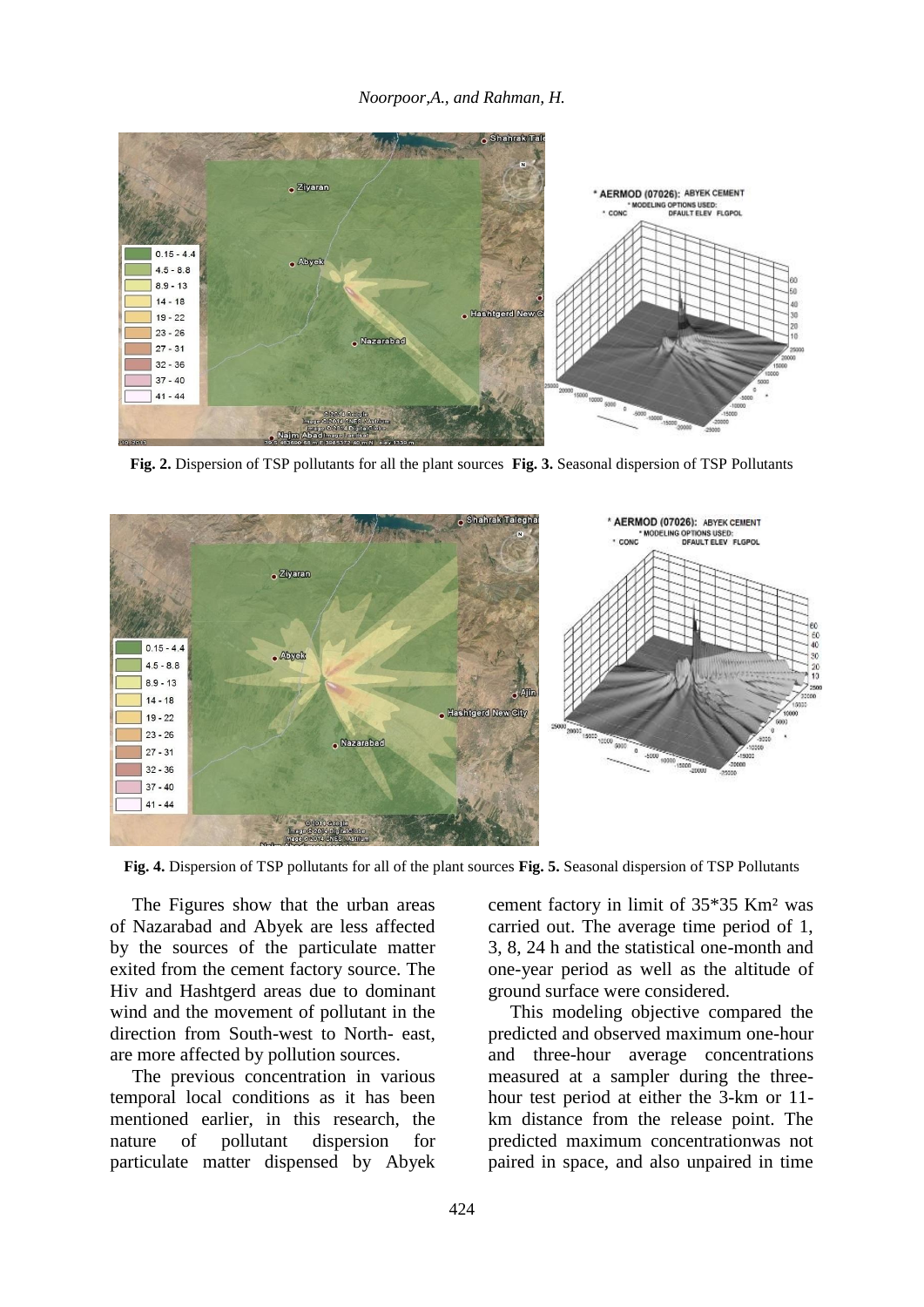**Fig. 2.** Dispersion of TSP pollutants for all the plant sources **Fig. 3.** Seasonal dispersion of TSP Pollutants

**Fig. 4.** Dispersion of TSP pollutants for all of the plant sources **Fig. 5.** Seasonal dispersion of TSP Pollutants

The Figures show that the urban areas of Nazarabad and Abyek are less affected by the sources of the particulate matter exited from the cement factory source. The Hiv and Hashtgerd areas due to dominant wind and the movement of pollutant in the direction from South-west to North- east, are more affected by pollution sources.

The previous concentration in various temporal local conditions as it has been mentioned earlier, in this research, the nature of pollutant dispersion for particulate matter dispensed by Abyek cement factory in limit of 35*35 Km² was carried out. The average time period of 1, 3, 8, 24 h and the statistical one-month and one-year period as well as the altitude of ground surface were considered.

This modeling objective compared the predicted and observed maximum one-hour and three-hour average concentrations measured at a sampler during the three-hour test period at either the 3-km or 11-km distance from the release point. The predicted maximum concentrationwas not paired in space, and also unpaired in time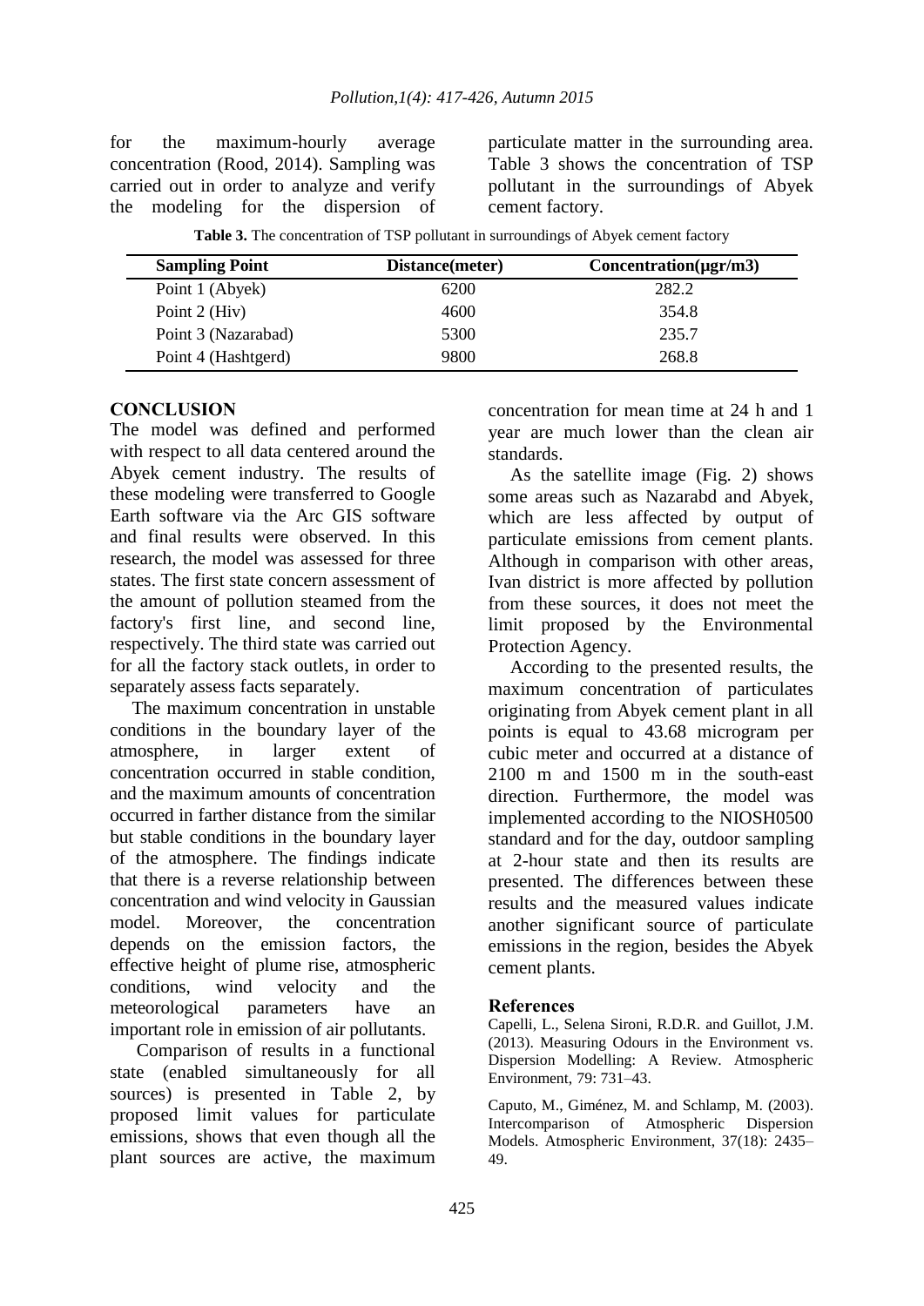for the maximum-hourly average concentration (Rood, 2014). Sampling was carried out in order to analyze and verify the modeling for the dispersion of particulate matter in the surrounding area. Table 3 shows the concentration of TSP pollutant in the surroundings of Abyek cement factory.

**Table 3.** The concentration of TSP pollutant in surroundings of Abyek cement factory

| Sampling Point | Distance(meter) | Concentration(μgr/m3) |
|---|---|---|
| Point 1 (Abyek) | 6200 | 282.2 |
| Point 2 (Hiv) | 4600 | 354.8 |
| Point 3 (Nazarabad) | 5300 | 235.7 |
| Point 4 (Hashtgerd) | 9800 | 268.8 |

## CONCLUSION

The model was defined and performed with respect to all data centered around the Abyek cement industry. The results of these modeling were transferred to Google Earth software via the Arc GIS software and final results were observed. In this research, the model was assessed for three states. The first state concern assessment of the amount of pollution steamed from the factory's first line, and second line, respectively. The third state was carried out for all the factory stack outlets, in order to separately assess facts separately.

The maximum concentration in unstable conditions in the boundary layer of the atmosphere, in larger extent of concentration occurred in stable condition, and the maximum amounts of concentration occurred in farther distance from the similar but stable conditions in the boundary layer of the atmosphere. The findings indicate that there is a reverse relationship between concentration and wind velocity in Gaussian model. Moreover, the concentration depends on the emission factors, the effective height of plume rise, atmospheric conditions, wind velocity and the meteorological parameters have an important role in emission of air pollutants.

Comparison of results in a functional state (enabled simultaneously for all sources) is presented in Table 2, by proposed limit values for particulate emissions, shows that even though all the plant sources are active, the maximum concentration for mean time at 24 h and 1 year are much lower than the clean air standards.

As the satellite image (Fig. 2) shows some areas such as Nazarabd and Abyek, which are less affected by output of particulate emissions from cement plants. Although in comparison with other areas, Ivan district is more affected by pollution from these sources, it does not meet the limit proposed by the Environmental Protection Agency.

According to the presented results, the maximum concentration of particulates originating from Abyek cement plant in all points is equal to 43.68 microgram per cubic meter and occurred at a distance of 2100 m and 1500 m in the south-east direction. Furthermore, the model was implemented according to the NIOSH0500 standard and for the day, outdoor sampling at 2-hour state and then its results are presented. The differences between these results and the measured values indicate another significant source of particulate emissions in the region, besides the Abyek cement plants.

### References

Capelli, L., Selena Sironi, R.D.R. and Guillot, J.M. (2013). Measuring Odours in the Environment vs. Dispersion Modelling: A Review. Atmospheric Environment, 79: 731–43.

Caputo, M., Giménez, M. and Schlamp, M. (2003). Intercomparison of Atmospheric Dispersion Models. Atmospheric Environment, 37(18): 2435–49.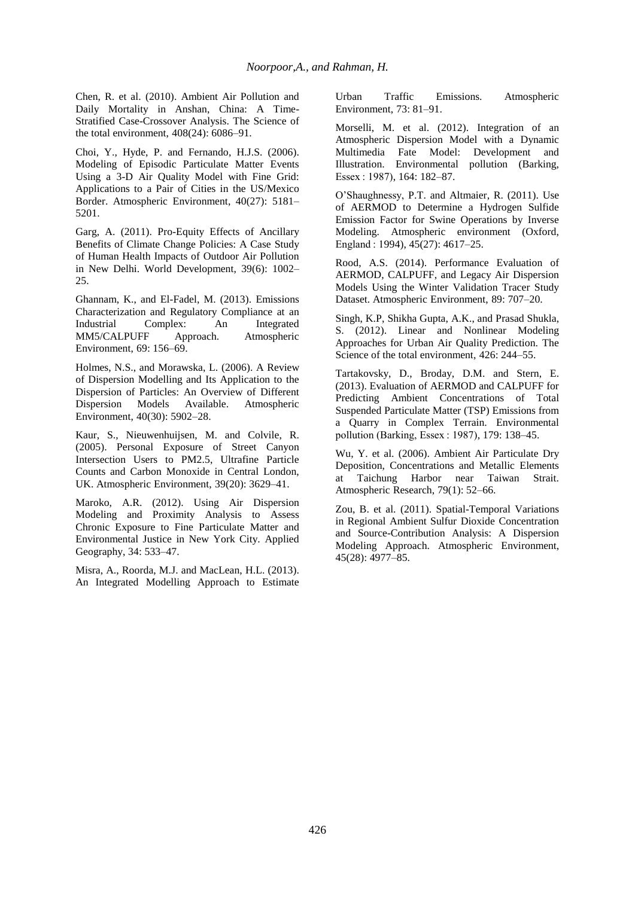Chen, R. et al. (2010). Ambient Air Pollution and Daily Mortality in Anshan, China: A Time-Stratified Case-Crossover Analysis. The Science of the total environment, 408(24): 6086–91.

Choi, Y., Hyde, P. and Fernando, H.J.S. (2006). Modeling of Episodic Particulate Matter Events Using a 3-D Air Quality Model with Fine Grid: Applications to a Pair of Cities in the US/Mexico Border. Atmospheric Environment, 40(27): 5181–5201.

Garg, A. (2011). Pro-Equity Effects of Ancillary Benefits of Climate Change Policies: A Case Study of Human Health Impacts of Outdoor Air Pollution in New Delhi. World Development, 39(6): 1002–25.

Ghannam, K., and El-Fadel, M. (2013). Emissions Characterization and Regulatory Compliance at an Industrial Complex: An Integrated MM5/CALPUFF Approach. Atmospheric Environment, 69: 156–69.

Holmes, N.S., and Morawska, L. (2006). A Review of Dispersion Modelling and Its Application to the Dispersion of Particles: An Overview of Different Dispersion Models Available. Atmospheric Environment, 40(30): 5902–28.

Kaur, S., Nieuwenhuijsen, M. and Colvile, R. (2005). Personal Exposure of Street Canyon Intersection Users to PM2.5, Ultrafine Particle Counts and Carbon Monoxide in Central London, UK. Atmospheric Environment, 39(20): 3629–41.

Maroko, A.R. (2012). Using Air Dispersion Modeling and Proximity Analysis to Assess Chronic Exposure to Fine Particulate Matter and Environmental Justice in New York City. Applied Geography, 34: 533–47.

Misra, A., Roorda, M.J. and MacLean, H.L. (2013). An Integrated Modelling Approach to Estimate Urban Traffic Emissions. Atmospheric Environment, 73: 81–91.

Morselli, M. et al. (2012). Integration of an Atmospheric Dispersion Model with a Dynamic Multimedia Fate Model: Development and Illustration. Environmental pollution (Barking, Essex : 1987), 164: 182–87.

O'Shaughnessy, P.T. and Altmaier, R. (2011). Use of AERMOD to Determine a Hydrogen Sulfide Emission Factor for Swine Operations by Inverse Modeling. Atmospheric environment (Oxford, England : 1994), 45(27): 4617–25.

Rood, A.S. (2014). Performance Evaluation of AERMOD, CALPUFF, and Legacy Air Dispersion Models Using the Winter Validation Tracer Study Dataset. Atmospheric Environment, 89: 707–20.

Singh, K.P, Shikha Gupta, A.K., and Prasad Shukla, S. (2012). Linear and Nonlinear Modeling Approaches for Urban Air Quality Prediction. The Science of the total environment, 426: 244–55.

Tartakovsky, D., Broday, D.M. and Stern, E. (2013). Evaluation of AERMOD and CALPUFF for Predicting Ambient Concentrations of Total Suspended Particulate Matter (TSP) Emissions from a Quarry in Complex Terrain. Environmental pollution (Barking, Essex : 1987), 179: 138–45.

Wu, Y. et al. (2006). Ambient Air Particulate Dry Deposition, Concentrations and Metallic Elements at Taichung Harbor near Taiwan Strait. Atmospheric Research, 79(1): 52–66.

Zou, B. et al. (2011). Spatial-Temporal Variations in Regional Ambient Sulfur Dioxide Concentration and Source-Contribution Analysis: A Dispersion Modeling Approach. Atmospheric Environment, 45(28): 4977–85.